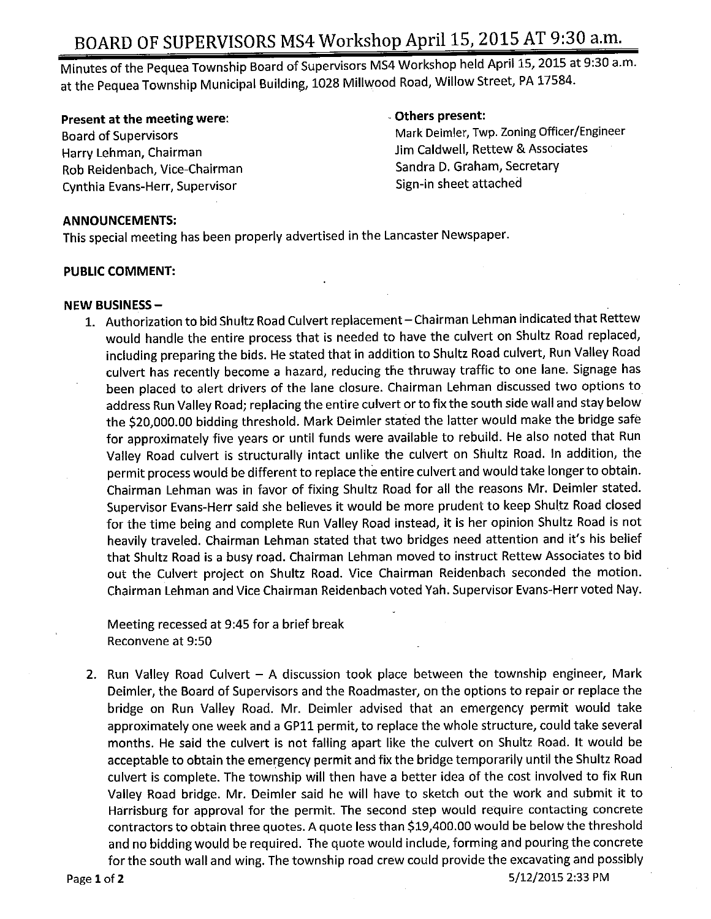# BOARD OF SUPERVISORS MS4 Workshop April 15, 2015 AT 9:30 a.m.

Minutes of the Pequea Township Board of Supervisors MS4 Workshop held April 15, 2015 at 9:30 a.m. at the Pequea Township Municipal Building, 1028 Millwood Road, Willow Street, PA 17584.

**Present at the meeting were:**
Board of Supervisors
Harry Lehman, Chairman
Rob Reidenbach, Vice-Chairman
Cynthia Evans-Herr, Supervisor

**Others present:**
Mark Deimler, Twp. Zoning Officer/Engineer
Jim Caldwell, Rettew & Associates
Sandra D. Graham, Secretary
Sign-in sheet attached

**ANNOUNCEMENTS:**
This special meeting has been properly advertised in the Lancaster Newspaper.

**PUBLIC COMMENT:**

**NEW BUSINESS –**

1. Authorization to bid Shultz Road Culvert replacement – Chairman Lehman indicated that Rettew would handle the entire process that is needed to have the culvert on Shultz Road replaced, including preparing the bids. He stated that in addition to Shultz Road culvert, Run Valley Road culvert has recently become a hazard, reducing the thruway traffic to one lane. Signage has been placed to alert drivers of the lane closure. Chairman Lehman discussed two options to address Run Valley Road; replacing the entire culvert or to fix the south side wall and stay below the $20,000.00 bidding threshold. Mark Deimler stated the latter would make the bridge safe for approximately five years or until funds were available to rebuild. He also noted that Run Valley Road culvert is structurally intact unlike the culvert on Shultz Road. In addition, the permit process would be different to replace the entire culvert and would take longer to obtain. Chairman Lehman was in favor of fixing Shultz Road for all the reasons Mr. Deimler stated. Supervisor Evans-Herr said she believes it would be more prudent to keep Shultz Road closed for the time being and complete Run Valley Road instead, it is her opinion Shultz Road is not heavily traveled. Chairman Lehman stated that two bridges need attention and it's his belief that Shultz Road is a busy road. Chairman Lehman moved to instruct Rettew Associates to bid out the Culvert project on Shultz Road. Vice Chairman Reidenbach seconded the motion. Chairman Lehman and Vice Chairman Reidenbach voted Yah. Supervisor Evans-Herr voted Nay.

   Meeting recessed at 9:45 for a brief break
   Reconvene at 9:50

2. Run Valley Road Culvert – A discussion took place between the township engineer, Mark Deimler, the Board of Supervisors and the Roadmaster, on the options to repair or replace the bridge on Run Valley Road. Mr. Deimler advised that an emergency permit would take approximately one week and a GP11 permit, to replace the whole structure, could take several months. He said the culvert is not falling apart like the culvert on Shultz Road. It would be acceptable to obtain the emergency permit and fix the bridge temporarily until the Shultz Road culvert is complete. The township will then have a better idea of the cost involved to fix Run Valley Road bridge. Mr. Deimler said he will have to sketch out the work and submit it to Harrisburg for approval for the permit. The second step would require contacting concrete contractors to obtain three quotes. A quote less than $19,400.00 would be below the threshold and no bidding would be required. The quote would include, forming and pouring the concrete for the south wall and wing. The township road crew could provide the excavating and possibly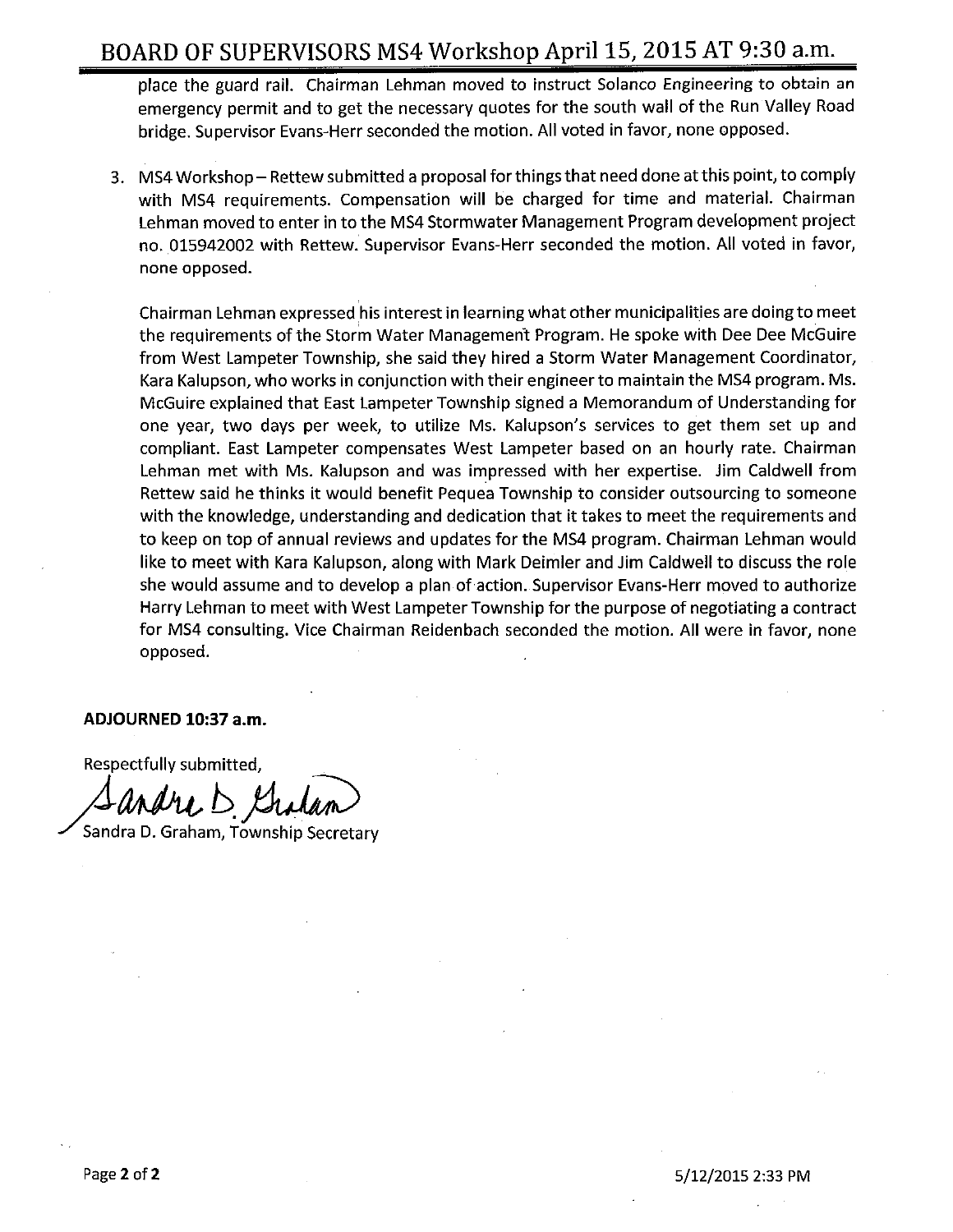place the guard rail. Chairman Lehman moved to instruct Solanco Engineering to obtain an emergency permit and to get the necessary quotes for the south wall of the Run Valley Road bridge. Supervisor Evans-Herr seconded the motion. All voted in favor, none opposed.

3. MS4 Workshop – Rettew submitted a proposal for things that need done at this point, to comply with MS4 requirements. Compensation will be charged for time and material. Chairman Lehman moved to enter in to the MS4 Stormwater Management Program development project no. 015942002 with Rettew. Supervisor Evans-Herr seconded the motion. All voted in favor, none opposed.

   Chairman Lehman expressed his interest in learning what other municipalities are doing to meet the requirements of the Storm Water Management Program. He spoke with Dee Dee McGuire from West Lampeter Township, she said they hired a Storm Water Management Coordinator, Kara Kalupson, who works in conjunction with their engineer to maintain the MS4 program. Ms. McGuire explained that East Lampeter Township signed a Memorandum of Understanding for one year, two days per week, to utilize Ms. Kalupson's services to get them set up and compliant. East Lampeter compensates West Lampeter based on an hourly rate. Chairman Lehman met with Ms. Kalupson and was impressed with her expertise. Jim Caldwell from Rettew said he thinks it would benefit Pequea Township to consider outsourcing to someone with the knowledge, understanding and dedication that it takes to meet the requirements and to keep on top of annual reviews and updates for the MS4 program. Chairman Lehman would like to meet with Kara Kalupson, along with Mark Deimler and Jim Caldwell to discuss the role she would assume and to develop a plan of action. Supervisor Evans-Herr moved to authorize Harry Lehman to meet with West Lampeter Township for the purpose of negotiating a contract for MS4 consulting. Vice Chairman Reidenbach seconded the motion. All were in favor, none opposed.

**ADJOURNED 10:37 a.m.**

Respectfully submitted,

Sandra D. Graham

Sandra D. Graham, Township Secretary